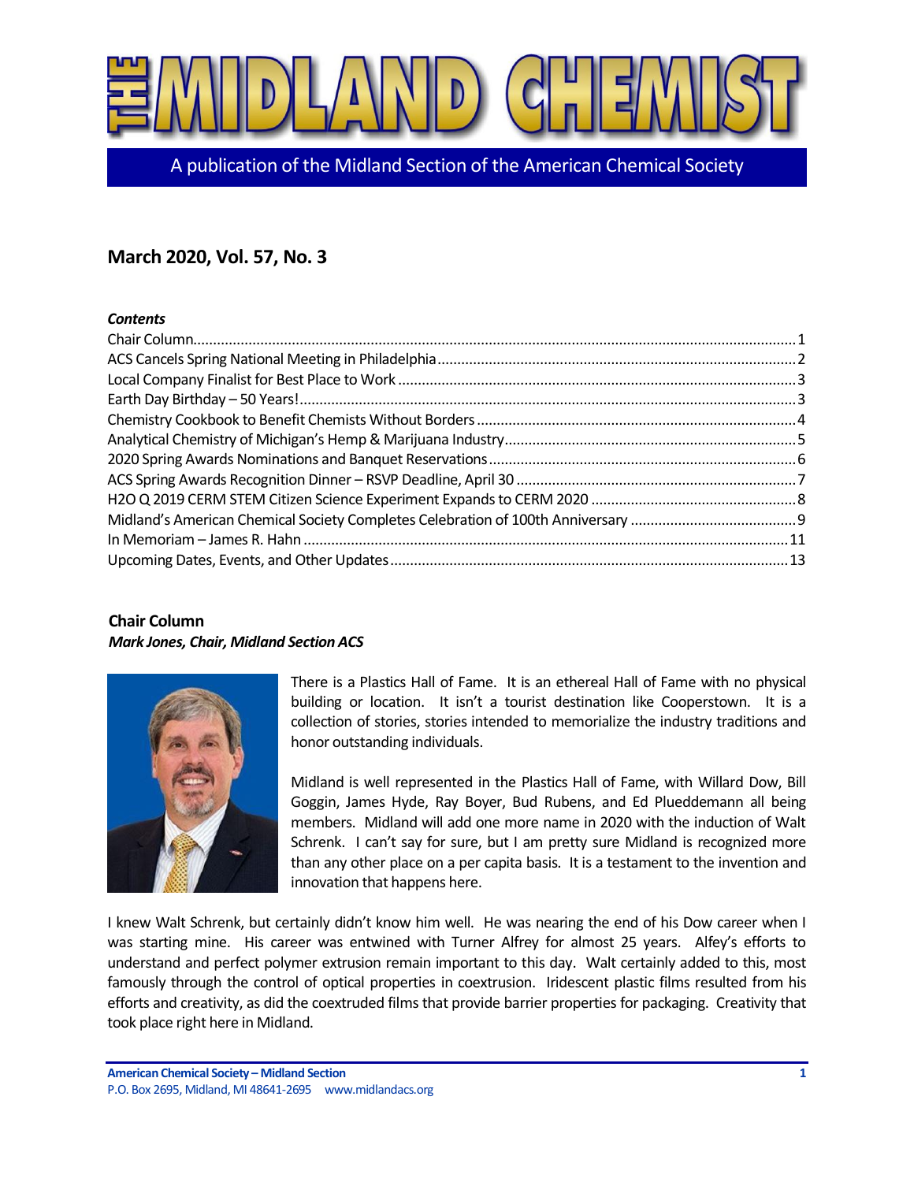# THE MIDLAND CHEMIST

A publication of the Midland Section of the American Chemical Society

## March 2020, Vol. 57, No. 3

### *Contents*

- Chair Column ... 1
- ACS Cancels Spring National Meeting in Philadelphia ... 2
- Local Company Finalist for Best Place to Work ... 3
- Earth Day Birthday – 50 Years! ... 3
- Chemistry Cookbook to Benefit Chemists Without Borders ... 4
- Analytical Chemistry of Michigan's Hemp & Marijuana Industry ... 5
- 2020 Spring Awards Nominations and Banquet Reservations ... 6
- ACS Spring Awards Recognition Dinner – RSVP Deadline, April 30 ... 7
- H2O Q 2019 CERM STEM Citizen Science Experiment Expands to CERM 2020 ... 8
- Midland's American Chemical Society Completes Celebration of 100th Anniversary ... 9
- In Memoriam – James R. Hahn ... 11
- Upcoming Dates, Events, and Other Updates ... 13

## Chair Column

***Mark Jones, Chair, Midland Section ACS***

There is a Plastics Hall of Fame. It is an ethereal Hall of Fame with no physical building or location. It isn't a tourist destination like Cooperstown. It is a collection of stories, stories intended to memorialize the industry traditions and honor outstanding individuals.

Midland is well represented in the Plastics Hall of Fame, with Willard Dow, Bill Goggin, James Hyde, Ray Boyer, Bud Rubens, and Ed Plueddemann all being members. Midland will add one more name in 2020 with the induction of Walt Schrenk. I can't say for sure, but I am pretty sure Midland is recognized more than any other place on a per capita basis. It is a testament to the invention and innovation that happens here.

I knew Walt Schrenk, but certainly didn't know him well. He was nearing the end of his Dow career when I was starting mine. His career was entwined with Turner Alfrey for almost 25 years. Alfey's efforts to understand and perfect polymer extrusion remain important to this day. Walt certainly added to this, most famously through the control of optical properties in coextrusion. Iridescent plastic films resulted from his efforts and creativity, as did the coextruded films that provide barrier properties for packaging. Creativity that took place right here in Midland.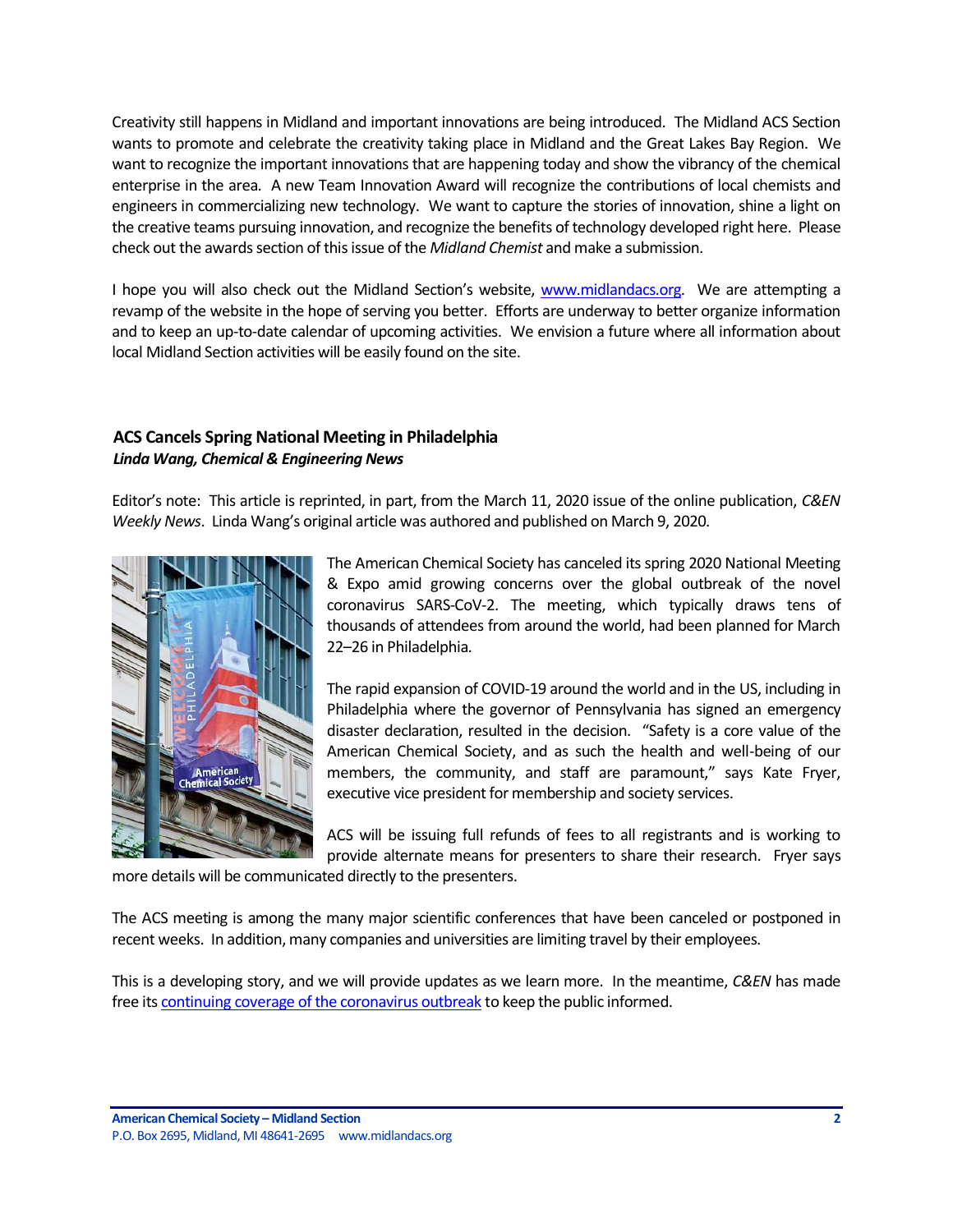Creativity still happens in Midland and important innovations are being introduced. The Midland ACS Section wants to promote and celebrate the creativity taking place in Midland and the Great Lakes Bay Region. We want to recognize the important innovations that are happening today and show the vibrancy of the chemical enterprise in the area. A new Team Innovation Award will recognize the contributions of local chemists and engineers in commercializing new technology. We want to capture the stories of innovation, shine a light on the creative teams pursuing innovation, and recognize the benefits of technology developed right here. Please check out the awards section of this issue of the *Midland Chemist* and make a submission.

I hope you will also check out the Midland Section's website, [www.midlandacs.org](http://www.midlandacs.org). We are attempting a revamp of the website in the hope of serving you better. Efforts are underway to better organize information and to keep an up-to-date calendar of upcoming activities. We envision a future where all information about local Midland Section activities will be easily found on the site.

### ACS Cancels Spring National Meeting in Philadelphia

***Linda Wang, Chemical & Engineering News***

Editor's note: This article is reprinted, in part, from the March 11, 2020 issue of the online publication, *C&EN Weekly News*. Linda Wang's original article was authored and published on March 9, 2020.

The American Chemical Society has canceled its spring 2020 National Meeting & Expo amid growing concerns over the global outbreak of the novel coronavirus SARS-CoV-2. The meeting, which typically draws tens of thousands of attendees from around the world, had been planned for March 22–26 in Philadelphia.

The rapid expansion of COVID-19 around the world and in the US, including in Philadelphia where the governor of Pennsylvania has signed an emergency disaster declaration, resulted in the decision. "Safety is a core value of the American Chemical Society, and as such the health and well-being of our members, the community, and staff are paramount," says Kate Fryer, executive vice president for membership and society services.

ACS will be issuing full refunds of fees to all registrants and is working to provide alternate means for presenters to share their research. Fryer says more details will be communicated directly to the presenters.

The ACS meeting is among the many major scientific conferences that have been canceled or postponed in recent weeks. In addition, many companies and universities are limiting travel by their employees.

This is a developing story, and we will provide updates as we learn more. In the meantime, *C&EN* has made free its continuing coverage of the coronavirus outbreak to keep the public informed.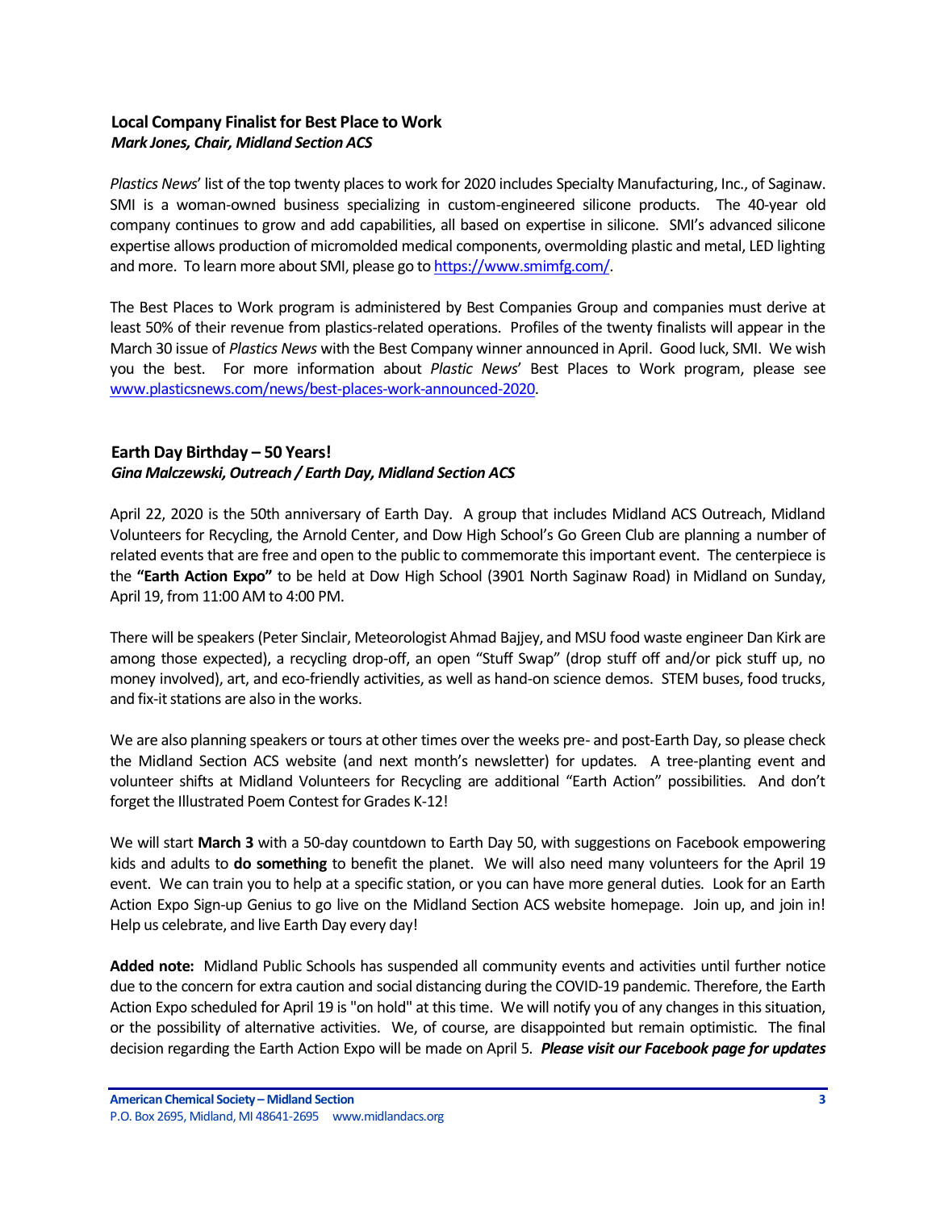### Local Company Finalist for Best Place to Work

***Mark Jones, Chair, Midland Section ACS***

*Plastics News*' list of the top twenty places to work for 2020 includes Specialty Manufacturing, Inc., of Saginaw. SMI is a woman-owned business specializing in custom-engineered silicone products. The 40-year old company continues to grow and add capabilities, all based on expertise in silicone. SMI's advanced silicone expertise allows production of micromolded medical components, overmolding plastic and metal, LED lighting and more. To learn more about SMI, please go to https://www.smimfg.com/.

The Best Places to Work program is administered by Best Companies Group and companies must derive at least 50% of their revenue from plastics-related operations. Profiles of the twenty finalists will appear in the March 30 issue of *Plastics News* with the Best Company winner announced in April. Good luck, SMI. We wish you the best. For more information about *Plastic News*' Best Places to Work program, please see www.plasticsnews.com/news/best-places-work-announced-2020.

### Earth Day Birthday – 50 Years!

***Gina Malczewski, Outreach / Earth Day, Midland Section ACS***

April 22, 2020 is the 50th anniversary of Earth Day. A group that includes Midland ACS Outreach, Midland Volunteers for Recycling, the Arnold Center, and Dow High School's Go Green Club are planning a number of related events that are free and open to the public to commemorate this important event. The centerpiece is the **"Earth Action Expo"** to be held at Dow High School (3901 North Saginaw Road) in Midland on Sunday, April 19, from 11:00 AM to 4:00 PM.

There will be speakers (Peter Sinclair, Meteorologist Ahmad Bajjey, and MSU food waste engineer Dan Kirk are among those expected), a recycling drop-off, an open "Stuff Swap" (drop stuff off and/or pick stuff up, no money involved), art, and eco-friendly activities, as well as hand-on science demos. STEM buses, food trucks, and fix-it stations are also in the works.

We are also planning speakers or tours at other times over the weeks pre- and post-Earth Day, so please check the Midland Section ACS website (and next month's newsletter) for updates. A tree-planting event and volunteer shifts at Midland Volunteers for Recycling are additional "Earth Action" possibilities. And don't forget the Illustrated Poem Contest for Grades K-12!

We will start **March 3** with a 50-day countdown to Earth Day 50, with suggestions on Facebook empowering kids and adults to **do something** to benefit the planet. We will also need many volunteers for the April 19 event. We can train you to help at a specific station, or you can have more general duties. Look for an Earth Action Expo Sign-up Genius to go live on the Midland Section ACS website homepage. Join up, and join in! Help us celebrate, and live Earth Day every day!

**Added note:** Midland Public Schools has suspended all community events and activities until further notice due to the concern for extra caution and social distancing during the COVID-19 pandemic. Therefore, the Earth Action Expo scheduled for April 19 is "on hold" at this time. We will notify you of any changes in this situation, or the possibility of alternative activities. We, of course, are disappointed but remain optimistic. The final decision regarding the Earth Action Expo will be made on April 5. ***Please visit our Facebook page for updates***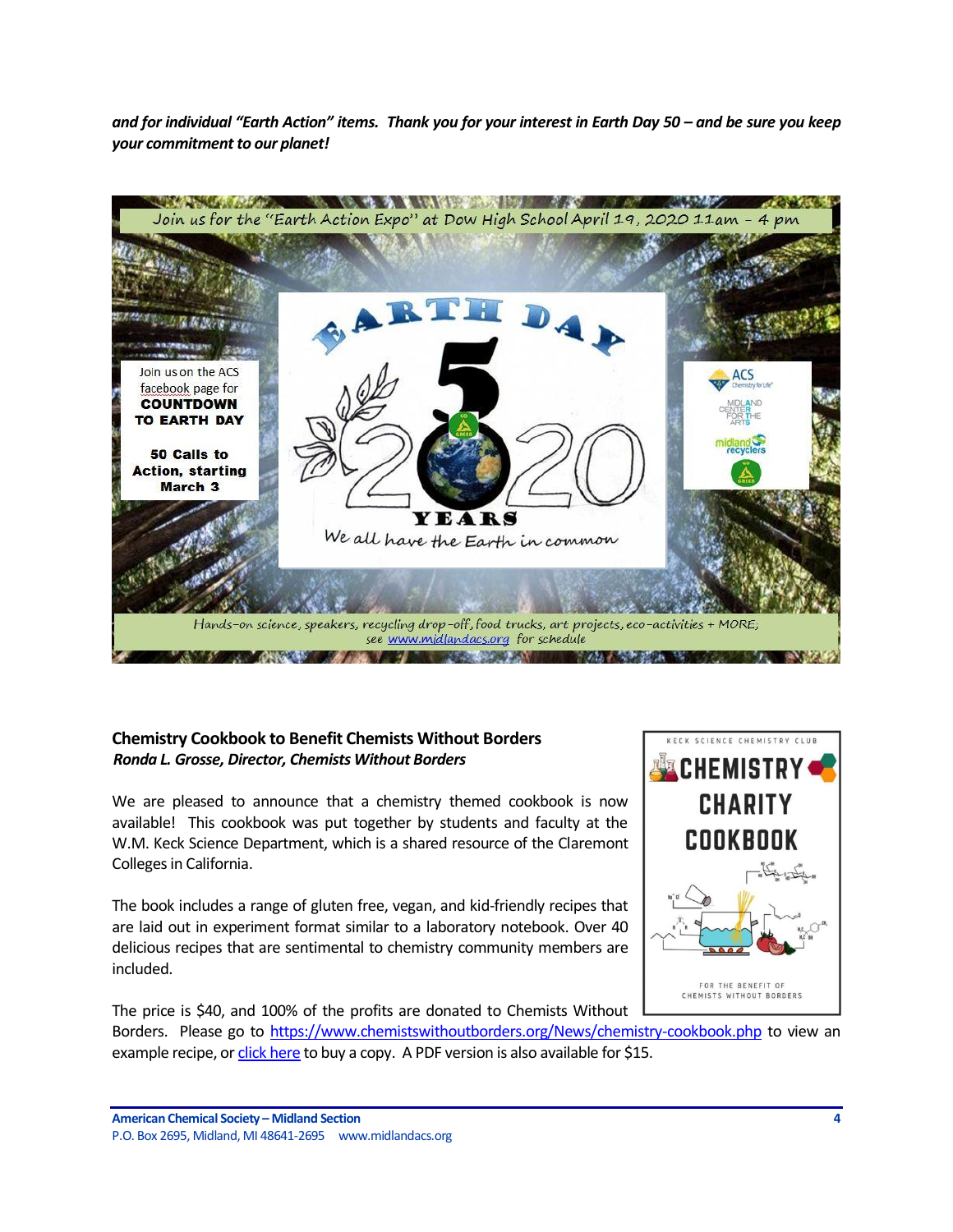***and for individual "Earth Action" items. Thank you for your interest in Earth Day 50 – and be sure you keep your commitment to our planet!***

Join us for the "Earth Action Expo" at Dow High School April 19, 2020 11am - 4 pm

Join us on the ACS facebook page for **COUNTDOWN TO EARTH DAY**

**50 Calls to Action, starting March 3**

EARTH DAY 50 YEARS 2020

We all have the Earth in common

ACS Chemistry for Life

MIDLAND CENTER FOR THE ARTS

midland recyclers

Hands-on science, speakers, recycling drop-off, food trucks, art projects, eco-activities + MORE, see www.midlandacs.org for schedule

### Chemistry Cookbook to Benefit Chemists Without Borders

***Ronda L. Grosse, Director, Chemists Without Borders***

KECK SCIENCE CHEMISTRY CLUB

CHEMISTRY CHARITY COOKBOOK

FOR THE BENEFIT OF CHEMISTS WITHOUT BORDERS

We are pleased to announce that a chemistry themed cookbook is now available! This cookbook was put together by students and faculty at the W.M. Keck Science Department, which is a shared resource of the Claremont Colleges in California.

The book includes a range of gluten free, vegan, and kid-friendly recipes that are laid out in experiment format similar to a laboratory notebook. Over 40 delicious recipes that are sentimental to chemistry community members are included.

The price is $40, and 100% of the profits are donated to Chemists Without Borders. Please go to https://www.chemistswithoutborders.org/News/chemistry-cookbook.php to view an example recipe, or click here to buy a copy. A PDF version is also available for $15.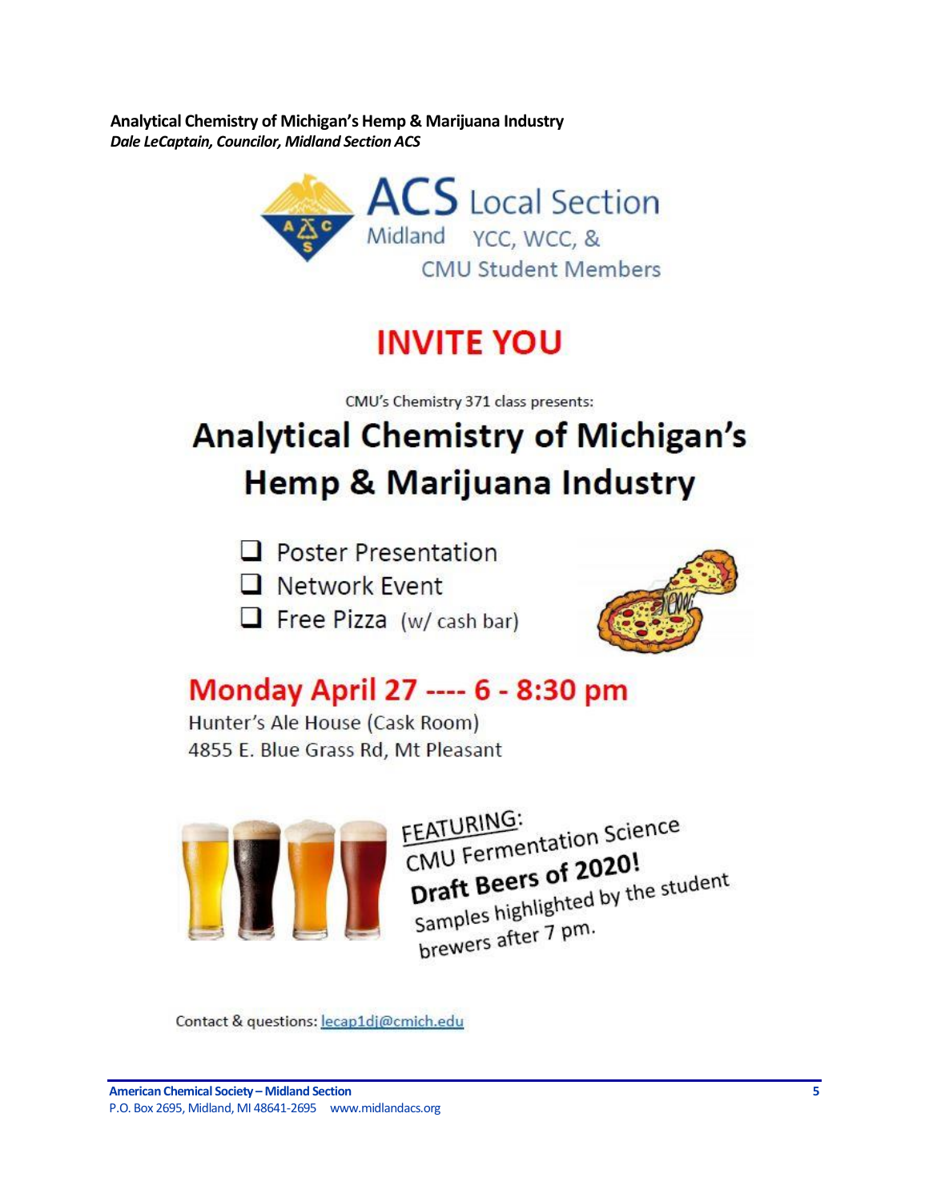**Analytical Chemistry of Michigan's Hemp & Marijuana Industry**
***Dale LeCaptain, Councilor, Midland Section ACS***

ACS Local Section
Midland YCC, WCC, &
CMU Student Members

# INVITE YOU

CMU's Chemistry 371 class presents:

## Analytical Chemistry of Michigan's Hemp & Marijuana Industry

- ❑ Poster Presentation
- ❑ Network Event
- ❑ Free Pizza (w/ cash bar)

## Monday April 27 ---- 6 - 8:30 pm

Hunter's Ale House (Cask Room)
4855 E. Blue Grass Rd, Mt Pleasant

FEATURING:
CMU Fermentation Science
**Draft Beers of 2020!**
Samples highlighted by the student brewers after 7 pm.

Contact & questions: lecap1dj@cmich.edu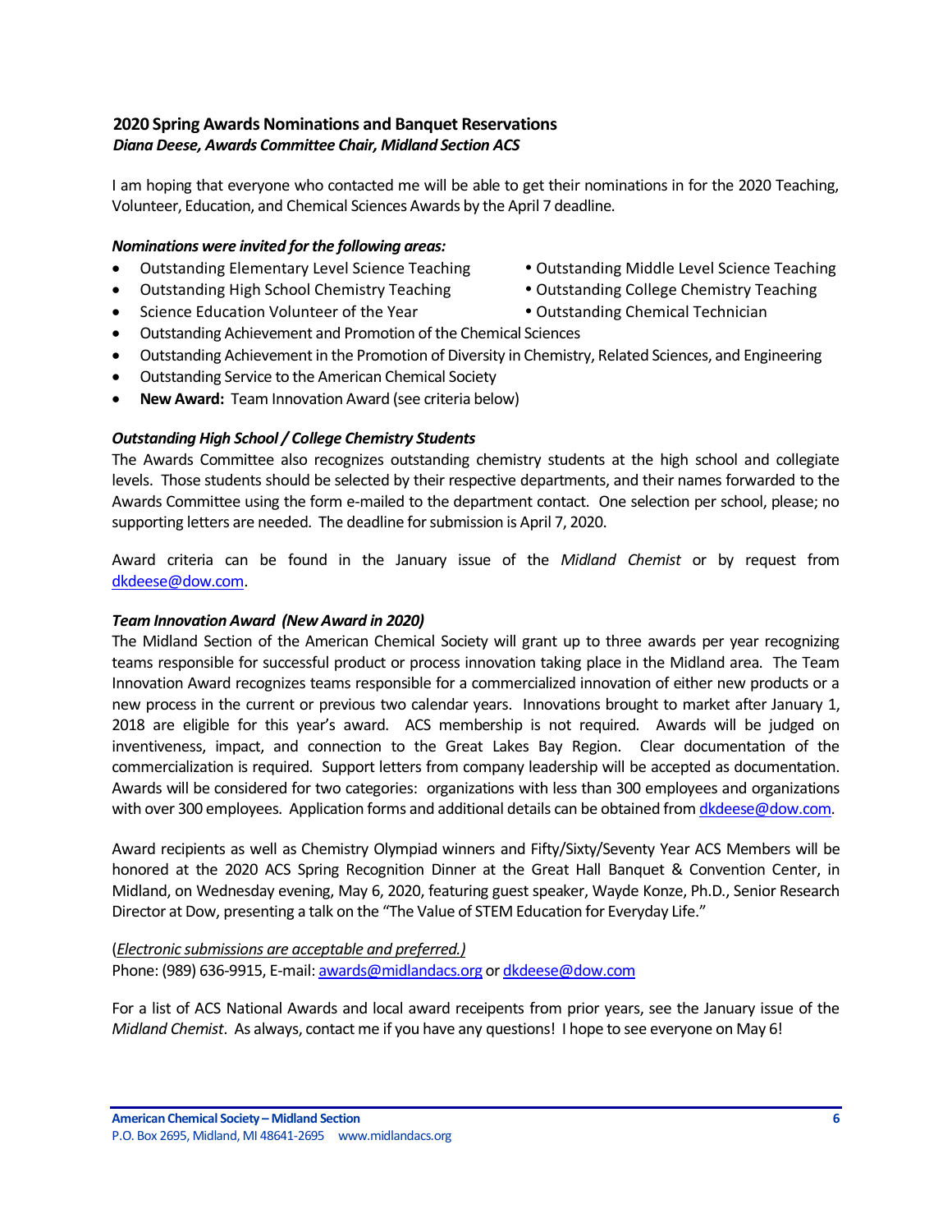## 2020 Spring Awards Nominations and Banquet Reservations

***Diana Deese, Awards Committee Chair, Midland Section ACS***

I am hoping that everyone who contacted me will be able to get their nominations in for the 2020 Teaching, Volunteer, Education, and Chemical Sciences Awards by the April 7 deadline.

***Nominations were invited for the following areas:***

- Outstanding Elementary Level Science Teaching
- Outstanding Middle Level Science Teaching
- Outstanding High School Chemistry Teaching
- Outstanding College Chemistry Teaching
- Science Education Volunteer of the Year
- Outstanding Chemical Technician
- Outstanding Achievement and Promotion of the Chemical Sciences
- Outstanding Achievement in the Promotion of Diversity in Chemistry, Related Sciences, and Engineering
- Outstanding Service to the American Chemical Society
- **New Award:** Team Innovation Award (see criteria below)

***Outstanding High School / College Chemistry Students***

The Awards Committee also recognizes outstanding chemistry students at the high school and collegiate levels. Those students should be selected by their respective departments, and their names forwarded to the Awards Committee using the form e-mailed to the department contact. One selection per school, please; no supporting letters are needed. The deadline for submission is April 7, 2020.

Award criteria can be found in the January issue of the *Midland Chemist* or by request from dkdeese@dow.com.

***Team Innovation Award (New Award in 2020)***

The Midland Section of the American Chemical Society will grant up to three awards per year recognizing teams responsible for successful product or process innovation taking place in the Midland area. The Team Innovation Award recognizes teams responsible for a commercialized innovation of either new products or a new process in the current or previous two calendar years. Innovations brought to market after January 1, 2018 are eligible for this year's award. ACS membership is not required. Awards will be judged on inventiveness, impact, and connection to the Great Lakes Bay Region. Clear documentation of the commercialization is required. Support letters from company leadership will be accepted as documentation. Awards will be considered for two categories: organizations with less than 300 employees and organizations with over 300 employees. Application forms and additional details can be obtained from dkdeese@dow.com.

Award recipients as well as Chemistry Olympiad winners and Fifty/Sixty/Seventy Year ACS Members will be honored at the 2020 ACS Spring Recognition Dinner at the Great Hall Banquet & Convention Center, in Midland, on Wednesday evening, May 6, 2020, featuring guest speaker, Wayde Konze, Ph.D., Senior Research Director at Dow, presenting a talk on the "The Value of STEM Education for Everyday Life."

(*Electronic submissions are acceptable and preferred.)*

Phone: (989) 636-9915, E-mail: awards@midlandacs.org or dkdeese@dow.com

For a list of ACS National Awards and local award receipents from prior years, see the January issue of the *Midland Chemist*. As always, contact me if you have any questions! I hope to see everyone on May 6!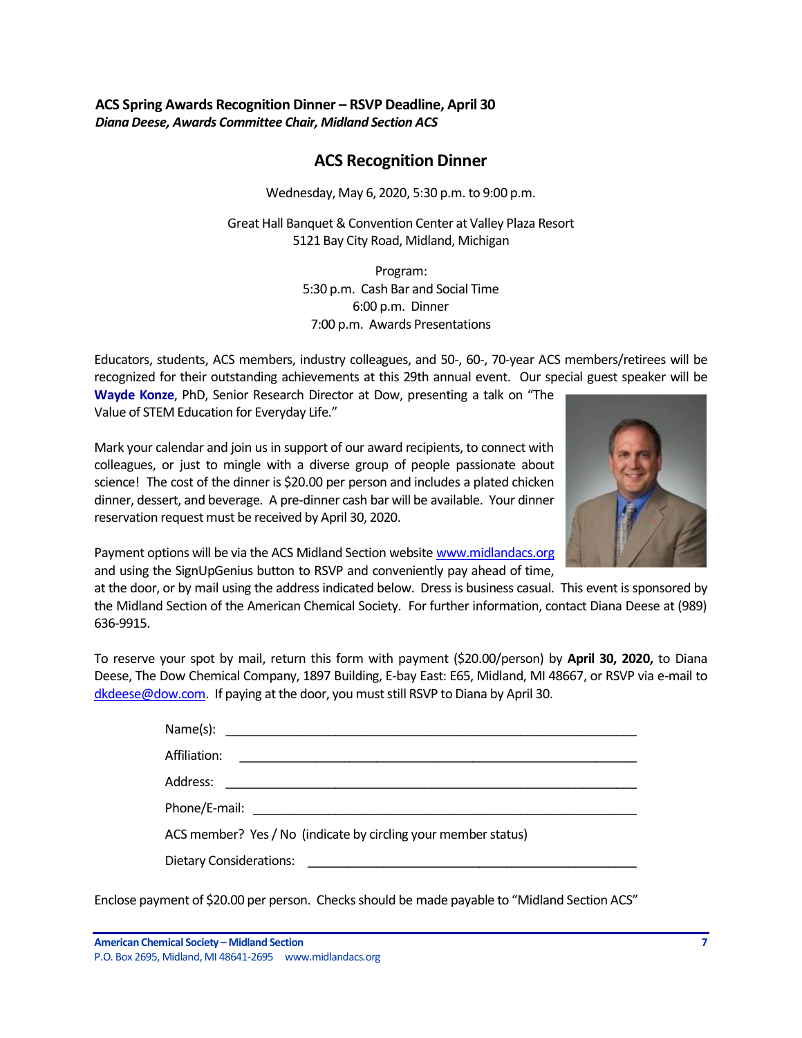**ACS Spring Awards Recognition Dinner – RSVP Deadline, April 30**
***Diana Deese, Awards Committee Chair, Midland Section ACS***

## ACS Recognition Dinner

Wednesday, May 6, 2020, 5:30 p.m. to 9:00 p.m.

Great Hall Banquet & Convention Center at Valley Plaza Resort
5121 Bay City Road, Midland, Michigan

Program:
5:30 p.m. Cash Bar and Social Time
6:00 p.m. Dinner
7:00 p.m. Awards Presentations

Educators, students, ACS members, industry colleagues, and 50-, 60-, 70-year ACS members/retirees will be recognized for their outstanding achievements at this 29th annual event. Our special guest speaker will be **Wayde Konze**, PhD, Senior Research Director at Dow, presenting a talk on "The Value of STEM Education for Everyday Life."

Mark your calendar and join us in support of our award recipients, to connect with colleagues, or just to mingle with a diverse group of people passionate about science! The cost of the dinner is $20.00 per person and includes a plated chicken dinner, dessert, and beverage. A pre-dinner cash bar will be available. Your dinner reservation request must be received by April 30, 2020.

Payment options will be via the ACS Midland Section website www.midlandacs.org and using the SignUpGenius button to RSVP and conveniently pay ahead of time, at the door, or by mail using the address indicated below. Dress is business casual. This event is sponsored by the Midland Section of the American Chemical Society. For further information, contact Diana Deese at (989) 636-9915.

To reserve your spot by mail, return this form with payment ($20.00/person) by **April 30, 2020,** to Diana Deese, The Dow Chemical Company, 1897 Building, E-bay East: E65, Midland, MI 48667, or RSVP via e-mail to dkdeese@dow.com. If paying at the door, you must still RSVP to Diana by April 30.

Name(s): ____________________________________________

Affiliation: ____________________________________________

Address: ____________________________________________

Phone/E-mail: ____________________________________________

ACS member? Yes / No (indicate by circling your member status)

Dietary Considerations: ____________________________________

Enclose payment of $20.00 per person. Checks should be made payable to "Midland Section ACS"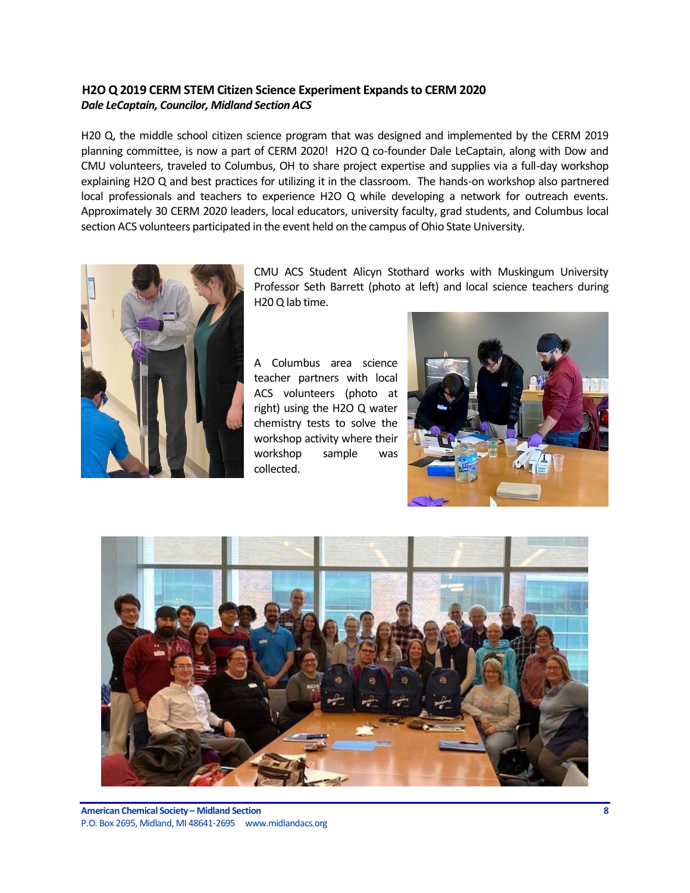### H2O Q 2019 CERM STEM Citizen Science Experiment Expands to CERM 2020

***Dale LeCaptain, Councilor, Midland Section ACS***

H20 Q, the middle school citizen science program that was designed and implemented by the CERM 2019 planning committee, is now a part of CERM 2020! H2O Q co-founder Dale LeCaptain, along with Dow and CMU volunteers, traveled to Columbus, OH to share project expertise and supplies via a full-day workshop explaining H2O Q and best practices for utilizing it in the classroom. The hands-on workshop also partnered local professionals and teachers to experience H2O Q while developing a network for outreach events. Approximately 30 CERM 2020 leaders, local educators, university faculty, grad students, and Columbus local section ACS volunteers participated in the event held on the campus of Ohio State University.

CMU ACS Student Alicyn Stothard works with Muskingum University Professor Seth Barrett (photo at left) and local science teachers during H20 Q lab time.

A Columbus area science teacher partners with local ACS volunteers (photo at right) using the H2O Q water chemistry tests to solve the workshop activity where their workshop sample was collected.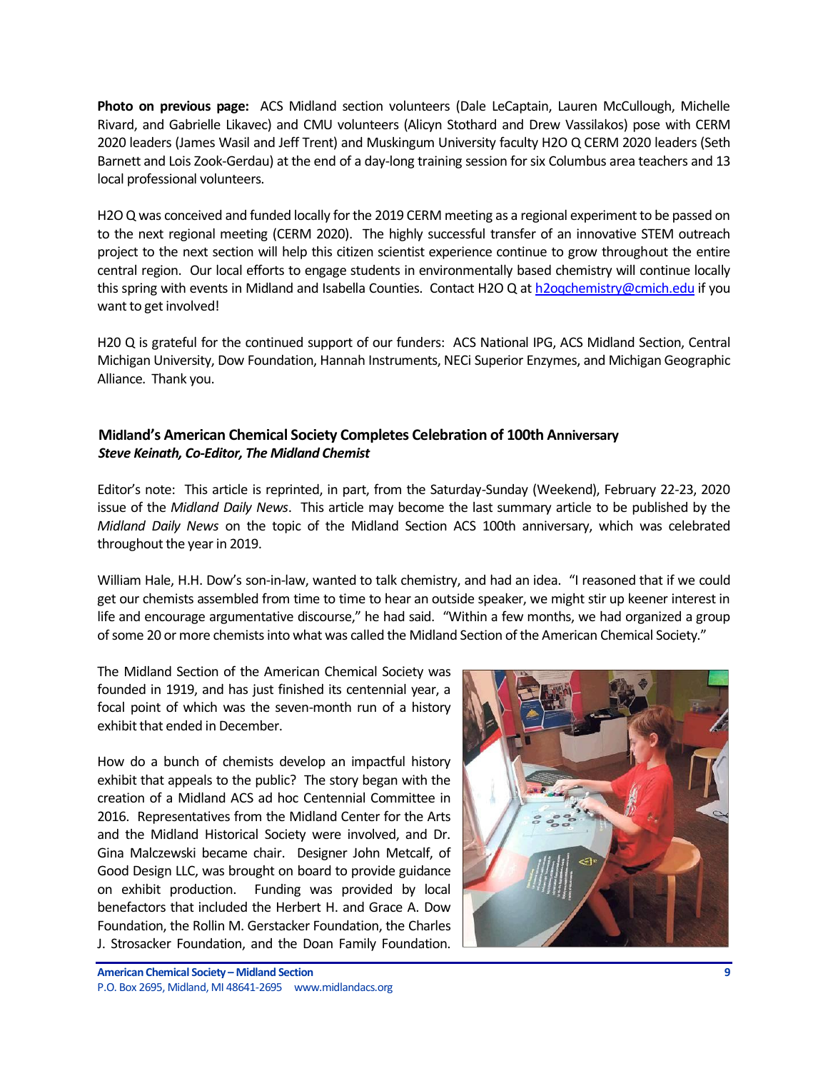**Photo on previous page:** ACS Midland section volunteers (Dale LeCaptain, Lauren McCullough, Michelle Rivard, and Gabrielle Likavec) and CMU volunteers (Alicyn Stothard and Drew Vassilakos) pose with CERM 2020 leaders (James Wasil and Jeff Trent) and Muskingum University faculty H2O Q CERM 2020 leaders (Seth Barnett and Lois Zook-Gerdau) at the end of a day-long training session for six Columbus area teachers and 13 local professional volunteers.

H2O Q was conceived and funded locally for the 2019 CERM meeting as a regional experiment to be passed on to the next regional meeting (CERM 2020). The highly successful transfer of an innovative STEM outreach project to the next section will help this citizen scientist experience continue to grow throughout the entire central region. Our local efforts to engage students in environmentally based chemistry will continue locally this spring with events in Midland and Isabella Counties. Contact H2O Q at h2oqchemistry@cmich.edu if you want to get involved!

H20 Q is grateful for the continued support of our funders: ACS National IPG, ACS Midland Section, Central Michigan University, Dow Foundation, Hannah Instruments, NECi Superior Enzymes, and Michigan Geographic Alliance. Thank you.

## Midland's American Chemical Society Completes Celebration of 100th Anniversary

***Steve Keinath, Co-Editor, The Midland Chemist***

Editor's note: This article is reprinted, in part, from the Saturday-Sunday (Weekend), February 22-23, 2020 issue of the *Midland Daily News*. This article may become the last summary article to be published by the *Midland Daily News* on the topic of the Midland Section ACS 100th anniversary, which was celebrated throughout the year in 2019.

William Hale, H.H. Dow's son-in-law, wanted to talk chemistry, and had an idea. "I reasoned that if we could get our chemists assembled from time to time to hear an outside speaker, we might stir up keener interest in life and encourage argumentative discourse," he had said. "Within a few months, we had organized a group of some 20 or more chemists into what was called the Midland Section of the American Chemical Society."

The Midland Section of the American Chemical Society was founded in 1919, and has just finished its centennial year, a focal point of which was the seven-month run of a history exhibit that ended in December.

How do a bunch of chemists develop an impactful history exhibit that appeals to the public? The story began with the creation of a Midland ACS ad hoc Centennial Committee in 2016. Representatives from the Midland Center for the Arts and the Midland Historical Society were involved, and Dr. Gina Malczewski became chair. Designer John Metcalf, of Good Design LLC, was brought on board to provide guidance on exhibit production. Funding was provided by local benefactors that included the Herbert H. and Grace A. Dow Foundation, the Rollin M. Gerstacker Foundation, the Charles J. Strosacker Foundation, and the Doan Family Foundation.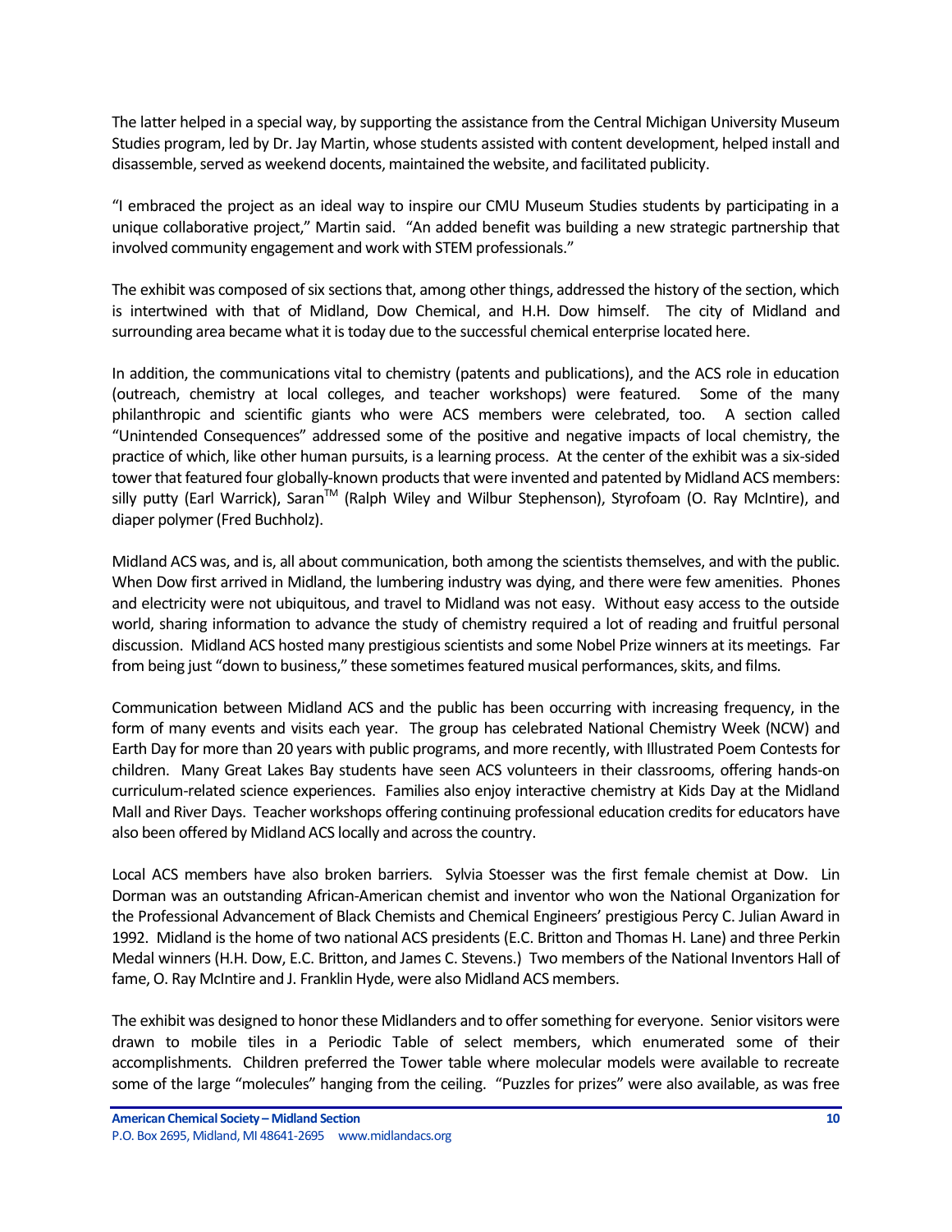The latter helped in a special way, by supporting the assistance from the Central Michigan University Museum Studies program, led by Dr. Jay Martin, whose students assisted with content development, helped install and disassemble, served as weekend docents, maintained the website, and facilitated publicity.

"I embraced the project as an ideal way to inspire our CMU Museum Studies students by participating in a unique collaborative project," Martin said. "An added benefit was building a new strategic partnership that involved community engagement and work with STEM professionals."

The exhibit was composed of six sections that, among other things, addressed the history of the section, which is intertwined with that of Midland, Dow Chemical, and H.H. Dow himself. The city of Midland and surrounding area became what it is today due to the successful chemical enterprise located here.

In addition, the communications vital to chemistry (patents and publications), and the ACS role in education (outreach, chemistry at local colleges, and teacher workshops) were featured. Some of the many philanthropic and scientific giants who were ACS members were celebrated, too. A section called "Unintended Consequences" addressed some of the positive and negative impacts of local chemistry, the practice of which, like other human pursuits, is a learning process. At the center of the exhibit was a six-sided tower that featured four globally-known products that were invented and patented by Midland ACS members: silly putty (Earl Warrick), Saran™ (Ralph Wiley and Wilbur Stephenson), Styrofoam (O. Ray McIntire), and diaper polymer (Fred Buchholz).

Midland ACS was, and is, all about communication, both among the scientists themselves, and with the public. When Dow first arrived in Midland, the lumbering industry was dying, and there were few amenities. Phones and electricity were not ubiquitous, and travel to Midland was not easy. Without easy access to the outside world, sharing information to advance the study of chemistry required a lot of reading and fruitful personal discussion. Midland ACS hosted many prestigious scientists and some Nobel Prize winners at its meetings. Far from being just "down to business," these sometimes featured musical performances, skits, and films.

Communication between Midland ACS and the public has been occurring with increasing frequency, in the form of many events and visits each year. The group has celebrated National Chemistry Week (NCW) and Earth Day for more than 20 years with public programs, and more recently, with Illustrated Poem Contests for children. Many Great Lakes Bay students have seen ACS volunteers in their classrooms, offering hands-on curriculum-related science experiences. Families also enjoy interactive chemistry at Kids Day at the Midland Mall and River Days. Teacher workshops offering continuing professional education credits for educators have also been offered by Midland ACS locally and across the country.

Local ACS members have also broken barriers. Sylvia Stoesser was the first female chemist at Dow. Lin Dorman was an outstanding African-American chemist and inventor who won the National Organization for the Professional Advancement of Black Chemists and Chemical Engineers' prestigious Percy C. Julian Award in 1992. Midland is the home of two national ACS presidents (E.C. Britton and Thomas H. Lane) and three Perkin Medal winners (H.H. Dow, E.C. Britton, and James C. Stevens.) Two members of the National Inventors Hall of fame, O. Ray McIntire and J. Franklin Hyde, were also Midland ACS members.

The exhibit was designed to honor these Midlanders and to offer something for everyone. Senior visitors were drawn to mobile tiles in a Periodic Table of select members, which enumerated some of their accomplishments. Children preferred the Tower table where molecular models were available to recreate some of the large "molecules" hanging from the ceiling. "Puzzles for prizes" were also available, as was free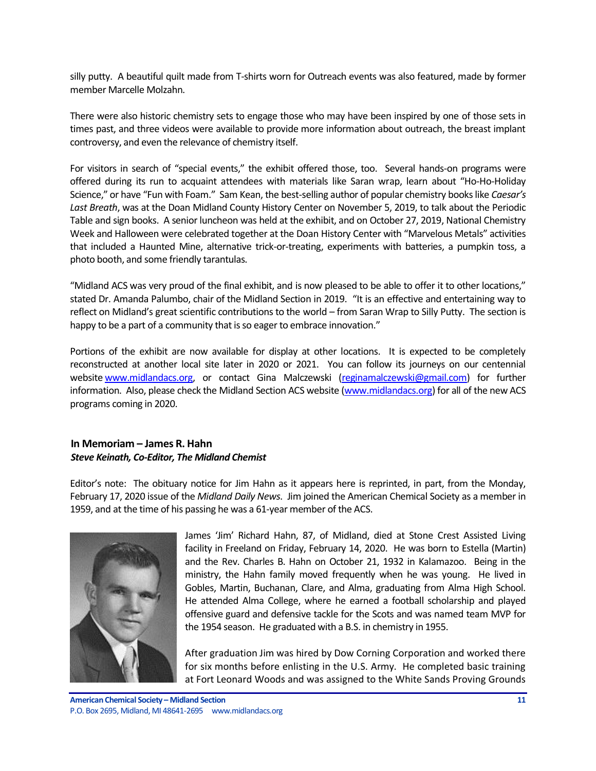silly putty. A beautiful quilt made from T-shirts worn for Outreach events was also featured, made by former member Marcelle Molzahn.

There were also historic chemistry sets to engage those who may have been inspired by one of those sets in times past, and three videos were available to provide more information about outreach, the breast implant controversy, and even the relevance of chemistry itself.

For visitors in search of "special events," the exhibit offered those, too. Several hands-on programs were offered during its run to acquaint attendees with materials like Saran wrap, learn about "Ho-Ho-Holiday Science," or have "Fun with Foam." Sam Kean, the best-selling author of popular chemistry books like *Caesar's Last Breath*, was at the Doan Midland County History Center on November 5, 2019, to talk about the Periodic Table and sign books. A senior luncheon was held at the exhibit, and on October 27, 2019, National Chemistry Week and Halloween were celebrated together at the Doan History Center with "Marvelous Metals" activities that included a Haunted Mine, alternative trick-or-treating, experiments with batteries, a pumpkin toss, a photo booth, and some friendly tarantulas.

"Midland ACS was very proud of the final exhibit, and is now pleased to be able to offer it to other locations," stated Dr. Amanda Palumbo, chair of the Midland Section in 2019. "It is an effective and entertaining way to reflect on Midland's great scientific contributions to the world – from Saran Wrap to Silly Putty. The section is happy to be a part of a community that is so eager to embrace innovation."

Portions of the exhibit are now available for display at other locations. It is expected to be completely reconstructed at another local site later in 2020 or 2021. You can follow its journeys on our centennial website www.midlandacs.org, or contact Gina Malczewski (reginamalczewski@gmail.com) for further information. Also, please check the Midland Section ACS website (www.midlandacs.org) for all of the new ACS programs coming in 2020.

## In Memoriam – James R. Hahn

***Steve Keinath, Co-Editor, The Midland Chemist***

Editor's note: The obituary notice for Jim Hahn as it appears here is reprinted, in part, from the Monday, February 17, 2020 issue of the *Midland Daily News*. Jim joined the American Chemical Society as a member in 1959, and at the time of his passing he was a 61-year member of the ACS.

James 'Jim' Richard Hahn, 87, of Midland, died at Stone Crest Assisted Living facility in Freeland on Friday, February 14, 2020. He was born to Estella (Martin) and the Rev. Charles B. Hahn on October 21, 1932 in Kalamazoo. Being in the ministry, the Hahn family moved frequently when he was young. He lived in Gobles, Martin, Buchanan, Clare, and Alma, graduating from Alma High School. He attended Alma College, where he earned a football scholarship and played offensive guard and defensive tackle for the Scots and was named team MVP for the 1954 season. He graduated with a B.S. in chemistry in 1955.

After graduation Jim was hired by Dow Corning Corporation and worked there for six months before enlisting in the U.S. Army. He completed basic training at Fort Leonard Woods and was assigned to the White Sands Proving Grounds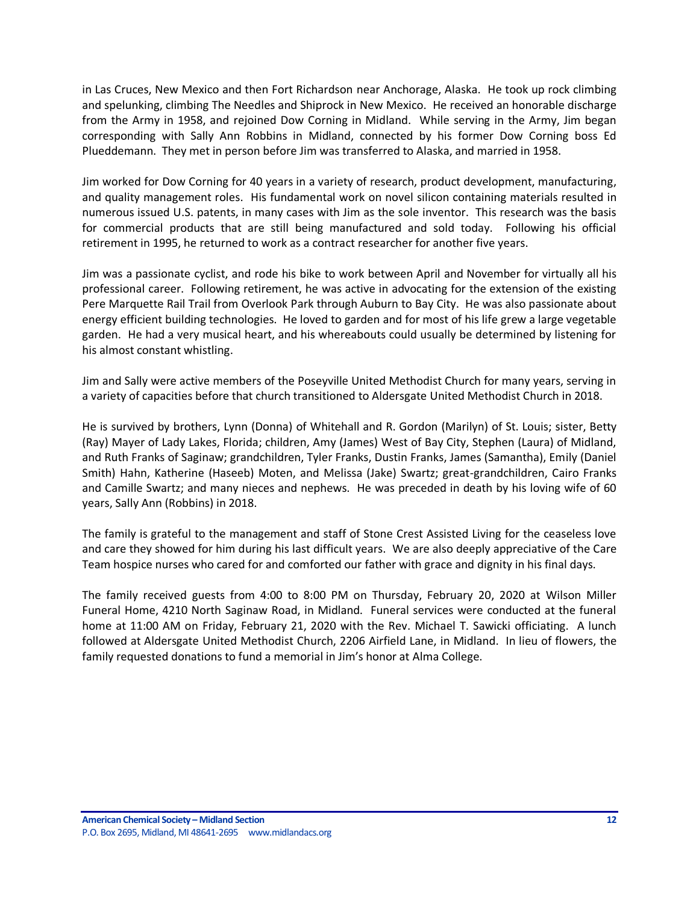in Las Cruces, New Mexico and then Fort Richardson near Anchorage, Alaska. He took up rock climbing and spelunking, climbing The Needles and Shiprock in New Mexico. He received an honorable discharge from the Army in 1958, and rejoined Dow Corning in Midland. While serving in the Army, Jim began corresponding with Sally Ann Robbins in Midland, connected by his former Dow Corning boss Ed Plueddemann. They met in person before Jim was transferred to Alaska, and married in 1958.

Jim worked for Dow Corning for 40 years in a variety of research, product development, manufacturing, and quality management roles. His fundamental work on novel silicon containing materials resulted in numerous issued U.S. patents, in many cases with Jim as the sole inventor. This research was the basis for commercial products that are still being manufactured and sold today. Following his official retirement in 1995, he returned to work as a contract researcher for another five years.

Jim was a passionate cyclist, and rode his bike to work between April and November for virtually all his professional career. Following retirement, he was active in advocating for the extension of the existing Pere Marquette Rail Trail from Overlook Park through Auburn to Bay City. He was also passionate about energy efficient building technologies. He loved to garden and for most of his life grew a large vegetable garden. He had a very musical heart, and his whereabouts could usually be determined by listening for his almost constant whistling.

Jim and Sally were active members of the Poseyville United Methodist Church for many years, serving in a variety of capacities before that church transitioned to Aldersgate United Methodist Church in 2018.

He is survived by brothers, Lynn (Donna) of Whitehall and R. Gordon (Marilyn) of St. Louis; sister, Betty (Ray) Mayer of Lady Lakes, Florida; children, Amy (James) West of Bay City, Stephen (Laura) of Midland, and Ruth Franks of Saginaw; grandchildren, Tyler Franks, Dustin Franks, James (Samantha), Emily (Daniel Smith) Hahn, Katherine (Haseeb) Moten, and Melissa (Jake) Swartz; great-grandchildren, Cairo Franks and Camille Swartz; and many nieces and nephews. He was preceded in death by his loving wife of 60 years, Sally Ann (Robbins) in 2018.

The family is grateful to the management and staff of Stone Crest Assisted Living for the ceaseless love and care they showed for him during his last difficult years. We are also deeply appreciative of the Care Team hospice nurses who cared for and comforted our father with grace and dignity in his final days.

The family received guests from 4:00 to 8:00 PM on Thursday, February 20, 2020 at Wilson Miller Funeral Home, 4210 North Saginaw Road, in Midland. Funeral services were conducted at the funeral home at 11:00 AM on Friday, February 21, 2020 with the Rev. Michael T. Sawicki officiating. A lunch followed at Aldersgate United Methodist Church, 2206 Airfield Lane, in Midland. In lieu of flowers, the family requested donations to fund a memorial in Jim's honor at Alma College.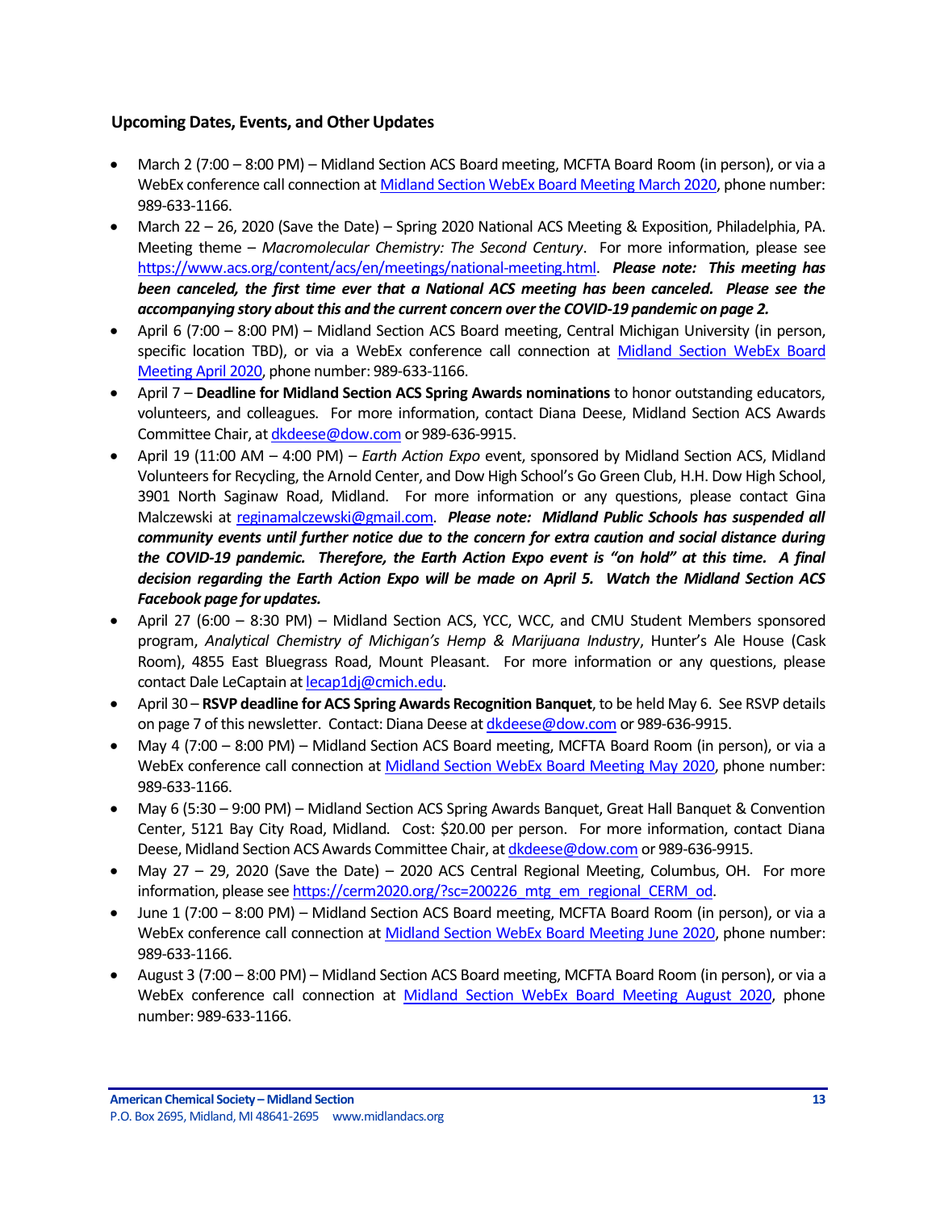## Upcoming Dates, Events, and Other Updates

- March 2 (7:00 – 8:00 PM) – Midland Section ACS Board meeting, MCFTA Board Room (in person), or via a WebEx conference call connection at Midland Section WebEx Board Meeting March 2020, phone number: 989-633-1166.
- March 22 – 26, 2020 (Save the Date) – Spring 2020 National ACS Meeting & Exposition, Philadelphia, PA. Meeting theme – *Macromolecular Chemistry: The Second Century*. For more information, please see https://www.acs.org/content/acs/en/meetings/national-meeting.html. ***Please note: This meeting has been canceled, the first time ever that a National ACS meeting has been canceled. Please see the accompanying story about this and the current concern over the COVID-19 pandemic on page 2.***
- April 6 (7:00 – 8:00 PM) – Midland Section ACS Board meeting, Central Michigan University (in person, specific location TBD), or via a WebEx conference call connection at Midland Section WebEx Board Meeting April 2020, phone number: 989-633-1166.
- April 7 – **Deadline for Midland Section ACS Spring Awards nominations** to honor outstanding educators, volunteers, and colleagues. For more information, contact Diana Deese, Midland Section ACS Awards Committee Chair, at dkdeese@dow.com or 989-636-9915.
- April 19 (11:00 AM – 4:00 PM) – *Earth Action Expo* event, sponsored by Midland Section ACS, Midland Volunteers for Recycling, the Arnold Center, and Dow High School's Go Green Club, H.H. Dow High School, 3901 North Saginaw Road, Midland. For more information or any questions, please contact Gina Malczewski at reginamalczewski@gmail.com. ***Please note: Midland Public Schools has suspended all community events until further notice due to the concern for extra caution and social distance during the COVID-19 pandemic. Therefore, the Earth Action Expo event is "on hold" at this time. A final decision regarding the Earth Action Expo will be made on April 5. Watch the Midland Section ACS Facebook page for updates.***
- April 27 (6:00 – 8:30 PM) – Midland Section ACS, YCC, WCC, and CMU Student Members sponsored program, *Analytical Chemistry of Michigan's Hemp & Marijuana Industry*, Hunter's Ale House (Cask Room), 4855 East Bluegrass Road, Mount Pleasant. For more information or any questions, please contact Dale LeCaptain at lecap1dj@cmich.edu.
- April 30 – **RSVP deadline for ACS Spring Awards Recognition Banquet**, to be held May 6. See RSVP details on page 7 of this newsletter. Contact: Diana Deese at dkdeese@dow.com or 989-636-9915.
- May 4 (7:00 – 8:00 PM) – Midland Section ACS Board meeting, MCFTA Board Room (in person), or via a WebEx conference call connection at Midland Section WebEx Board Meeting May 2020, phone number: 989-633-1166.
- May 6 (5:30 – 9:00 PM) – Midland Section ACS Spring Awards Banquet, Great Hall Banquet & Convention Center, 5121 Bay City Road, Midland. Cost: $20.00 per person. For more information, contact Diana Deese, Midland Section ACS Awards Committee Chair, at dkdeese@dow.com or 989-636-9915.
- May 27 – 29, 2020 (Save the Date) – 2020 ACS Central Regional Meeting, Columbus, OH. For more information, please see https://cerm2020.org/?sc=200226_mtg_em_regional_CERM_od.
- June 1 (7:00 – 8:00 PM) – Midland Section ACS Board meeting, MCFTA Board Room (in person), or via a WebEx conference call connection at Midland Section WebEx Board Meeting June 2020, phone number: 989-633-1166.
- August 3 (7:00 – 8:00 PM) – Midland Section ACS Board meeting, MCFTA Board Room (in person), or via a WebEx conference call connection at Midland Section WebEx Board Meeting August 2020, phone number: 989-633-1166.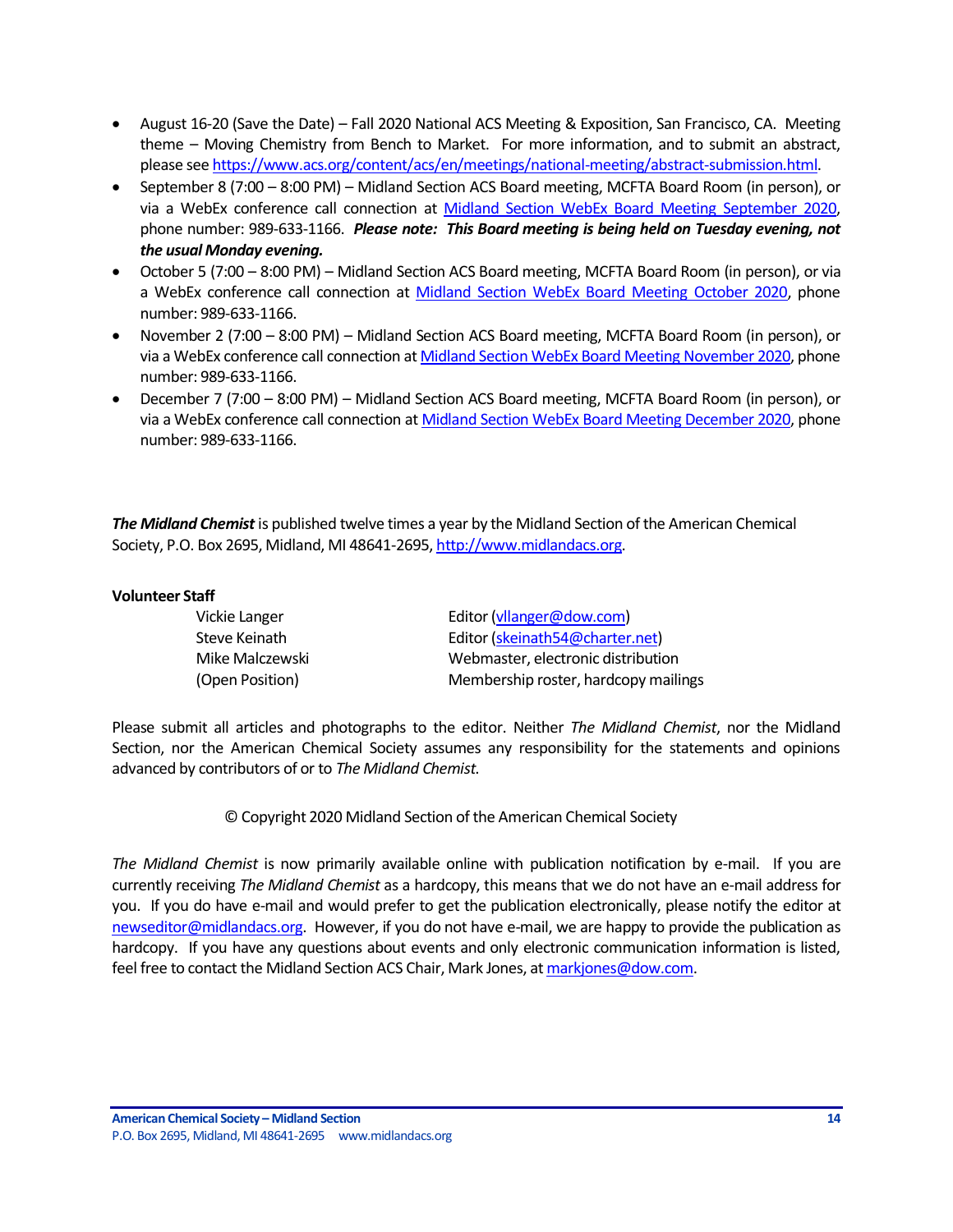- August 16-20 (Save the Date) – Fall 2020 National ACS Meeting & Exposition, San Francisco, CA. Meeting theme – Moving Chemistry from Bench to Market. For more information, and to submit an abstract, please see https://www.acs.org/content/acs/en/meetings/national-meeting/abstract-submission.html.
- September 8 (7:00 – 8:00 PM) – Midland Section ACS Board meeting, MCFTA Board Room (in person), or via a WebEx conference call connection at Midland Section WebEx Board Meeting September 2020, phone number: 989-633-1166. ***Please note: This Board meeting is being held on Tuesday evening, not the usual Monday evening.***
- October 5 (7:00 – 8:00 PM) – Midland Section ACS Board meeting, MCFTA Board Room (in person), or via a WebEx conference call connection at Midland Section WebEx Board Meeting October 2020, phone number: 989-633-1166.
- November 2 (7:00 – 8:00 PM) – Midland Section ACS Board meeting, MCFTA Board Room (in person), or via a WebEx conference call connection at Midland Section WebEx Board Meeting November 2020, phone number: 989-633-1166.
- December 7 (7:00 – 8:00 PM) – Midland Section ACS Board meeting, MCFTA Board Room (in person), or via a WebEx conference call connection at Midland Section WebEx Board Meeting December 2020, phone number: 989-633-1166.

***The Midland Chemist*** is published twelve times a year by the Midland Section of the American Chemical Society, P.O. Box 2695, Midland, MI 48641-2695, http://www.midlandacs.org.

**Volunteer Staff**

| | |
|---|---|
| Vickie Langer | Editor (vllanger@dow.com) |
| Steve Keinath | Editor (skeinath54@charter.net) |
| Mike Malczewski | Webmaster, electronic distribution |
| (Open Position) | Membership roster, hardcopy mailings |

Please submit all articles and photographs to the editor. Neither *The Midland Chemist*, nor the Midland Section, nor the American Chemical Society assumes any responsibility for the statements and opinions advanced by contributors of or to *The Midland Chemist*.

© Copyright 2020 Midland Section of the American Chemical Society

*The Midland Chemist* is now primarily available online with publication notification by e-mail. If you are currently receiving *The Midland Chemist* as a hardcopy, this means that we do not have an e-mail address for you. If you do have e-mail and would prefer to get the publication electronically, please notify the editor at newseditor@midlandacs.org. However, if you do not have e-mail, we are happy to provide the publication as hardcopy. If you have any questions about events and only electronic communication information is listed, feel free to contact the Midland Section ACS Chair, Mark Jones, at markjones@dow.com.